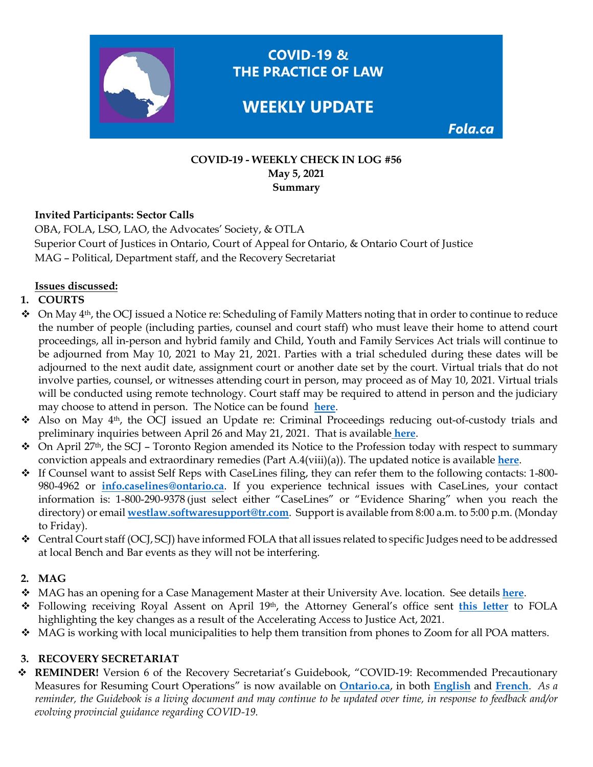# COVID-19 & THE PRACTICE OF LAW

# WEEKLY UPDATE

**Fola.ca**

**COVID-19 - WEEKLY CHECK IN LOG #56**
**May 5, 2021**
**Summary**

**Invited Participants: Sector Calls**
OBA, FOLA, LSO, LAO, the Advocates' Society, & OTLA
Superior Court of Justices in Ontario, Court of Appeal for Ontario, & Ontario Court of Justice
MAG – Political, Department staff, and the Recovery Secretariat

**Issues discussed:**

1. **COURTS**

- On May 4th, the OCJ issued a Notice re: Scheduling of Family Matters noting that in order to continue to reduce the number of people (including parties, counsel and court staff) who must leave their home to attend court proceedings, all in-person and hybrid family and Child, Youth and Family Services Act trials will continue to be adjourned from May 10, 2021 to May 21, 2021. Parties with a trial scheduled during these dates will be adjourned to the next audit date, assignment court or another date set by the court. Virtual trials that do not involve parties, counsel, or witnesses attending court in person, may proceed as of May 10, 2021. Virtual trials will be conducted using remote technology. Court staff may be required to attend in person and the judiciary may choose to attend in person. The Notice can be found **here**.
- Also on May 4th, the OCJ issued an Update re: Criminal Proceedings reducing out-of-custody trials and preliminary inquiries between April 26 and May 21, 2021. That is available **here**.
- On April 27th, the SCJ – Toronto Region amended its Notice to the Profession today with respect to summary conviction appeals and extraordinary remedies (Part A.4(viii)(a)). The updated notice is available **here**.
- If Counsel want to assist Self Reps with CaseLines filing, they can refer them to the following contacts: 1-800-980-4962 or **info.caselines@ontario.ca**. If you experience technical issues with CaseLines, your contact information is: 1-800-290-9378 (just select either "CaseLines" or "Evidence Sharing" when you reach the directory) or email **westlaw.softwaresupport@tr.com**. Support is available from 8:00 a.m. to 5:00 p.m. (Monday to Friday).
- Central Court staff (OCJ, SCJ) have informed FOLA that all issues related to specific Judges need to be addressed at local Bench and Bar events as they will not be interfering.

2. **MAG**

- MAG has an opening for a Case Management Master at their University Ave. location. See details **here**.
- Following receiving Royal Assent on April 19th, the Attorney General's office sent **this letter** to FOLA highlighting the key changes as a result of the Accelerating Access to Justice Act, 2021.
- MAG is working with local municipalities to help them transition from phones to Zoom for all POA matters.

3. **RECOVERY SECRETARIAT**

- **REMINDER!** Version 6 of the Recovery Secretariat's Guidebook, "COVID-19: Recommended Precautionary Measures for Resuming Court Operations" is now available on **Ontario.ca**, in both **English** and **French**. *As a reminder, the Guidebook is a living document and may continue to be updated over time, in response to feedback and/or evolving provincial guidance regarding COVID-19.*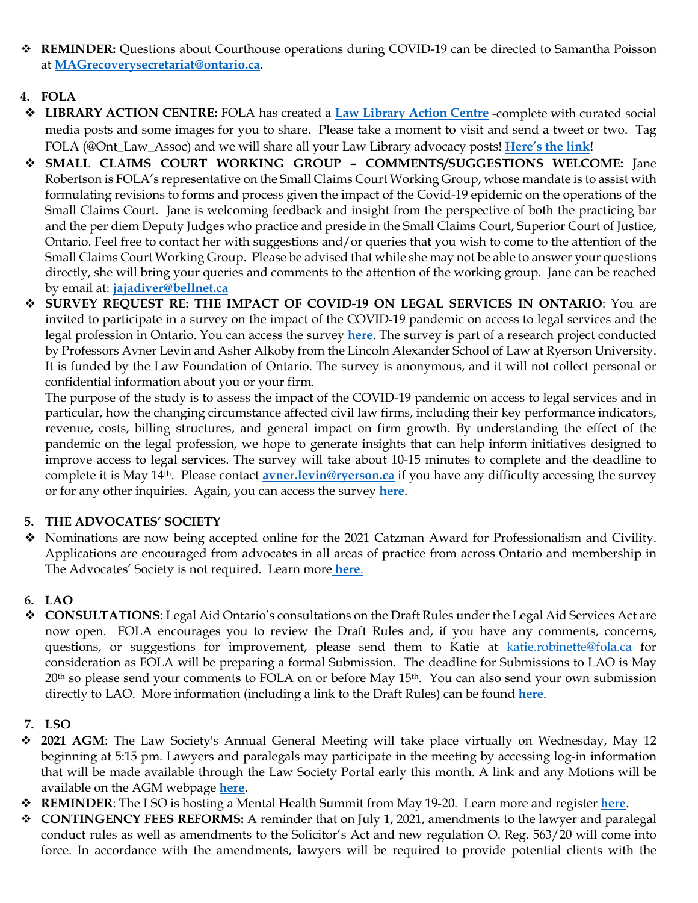- **REMINDER:** Questions about Courthouse operations during COVID-19 can be directed to Samantha Poisson at **MAGrecoverysecretariat@ontario.ca**.

**4. FOLA**

- **LIBRARY ACTION CENTRE:** FOLA has created a **Law Library Action Centre** -complete with curated social media posts and some images for you to share. Please take a moment to visit and send a tweet or two. Tag FOLA (@Ont_Law_Assoc) and we will share all your Law Library advocacy posts! **Here's the link**!
- **SMALL CLAIMS COURT WORKING GROUP – COMMENTS/SUGGESTIONS WELCOME:** Jane Robertson is FOLA's representative on the Small Claims Court Working Group, whose mandate is to assist with formulating revisions to forms and process given the impact of the Covid-19 epidemic on the operations of the Small Claims Court. Jane is welcoming feedback and insight from the perspective of both the practicing bar and the per diem Deputy Judges who practice and preside in the Small Claims Court, Superior Court of Justice, Ontario. Feel free to contact her with suggestions and/or queries that you wish to come to the attention of the Small Claims Court Working Group. Please be advised that while she may not be able to answer your questions directly, she will bring your queries and comments to the attention of the working group. Jane can be reached by email at: **jajadiver@bellnet.ca**
- **SURVEY REQUEST RE: THE IMPACT OF COVID-19 ON LEGAL SERVICES IN ONTARIO**: You are invited to participate in a survey on the impact of the COVID-19 pandemic on access to legal services and the legal profession in Ontario. You can access the survey **here**. The survey is part of a research project conducted by Professors Avner Levin and Asher Alkoby from the Lincoln Alexander School of Law at Ryerson University. It is funded by the Law Foundation of Ontario. The survey is anonymous, and it will not collect personal or confidential information about you or your firm.
  The purpose of the study is to assess the impact of the COVID-19 pandemic on access to legal services and in particular, how the changing circumstance affected civil law firms, including their key performance indicators, revenue, costs, billing structures, and general impact on firm growth. By understanding the effect of the pandemic on the legal profession, we hope to generate insights that can help inform initiatives designed to improve access to legal services. The survey will take about 10-15 minutes to complete and the deadline to complete it is May 14th. Please contact **avner.levin@ryerson.ca** if you have any difficulty accessing the survey or for any other inquiries. Again, you can access the survey **here**.

**5. THE ADVOCATES' SOCIETY**

- Nominations are now being accepted online for the 2021 Catzman Award for Professionalism and Civility. Applications are encouraged from advocates in all areas of practice from across Ontario and membership in The Advocates' Society is not required. Learn more **here**.

**6. LAO**

- **CONSULTATIONS**: Legal Aid Ontario's consultations on the Draft Rules under the Legal Aid Services Act are now open. FOLA encourages you to review the Draft Rules and, if you have any comments, concerns, questions, or suggestions for improvement, please send them to Katie at katie.robinette@fola.ca for consideration as FOLA will be preparing a formal Submission. The deadline for Submissions to LAO is May 20th so please send your comments to FOLA on or before May 15th. You can also send your own submission directly to LAO. More information (including a link to the Draft Rules) can be found **here**.

**7. LSO**

- **2021 AGM**: The Law Society's Annual General Meeting will take place virtually on Wednesday, May 12 beginning at 5:15 pm. Lawyers and paralegals may participate in the meeting by accessing log-in information that will be made available through the Law Society Portal early this month. A link and any Motions will be available on the AGM webpage **here**.
- **REMINDER**: The LSO is hosting a Mental Health Summit from May 19-20. Learn more and register **here**.
- **CONTINGENCY FEES REFORMS:** A reminder that on July 1, 2021, amendments to the lawyer and paralegal conduct rules as well as amendments to the Solicitor's Act and new regulation O. Reg. 563/20 will come into force. In accordance with the amendments, lawyers will be required to provide potential clients with the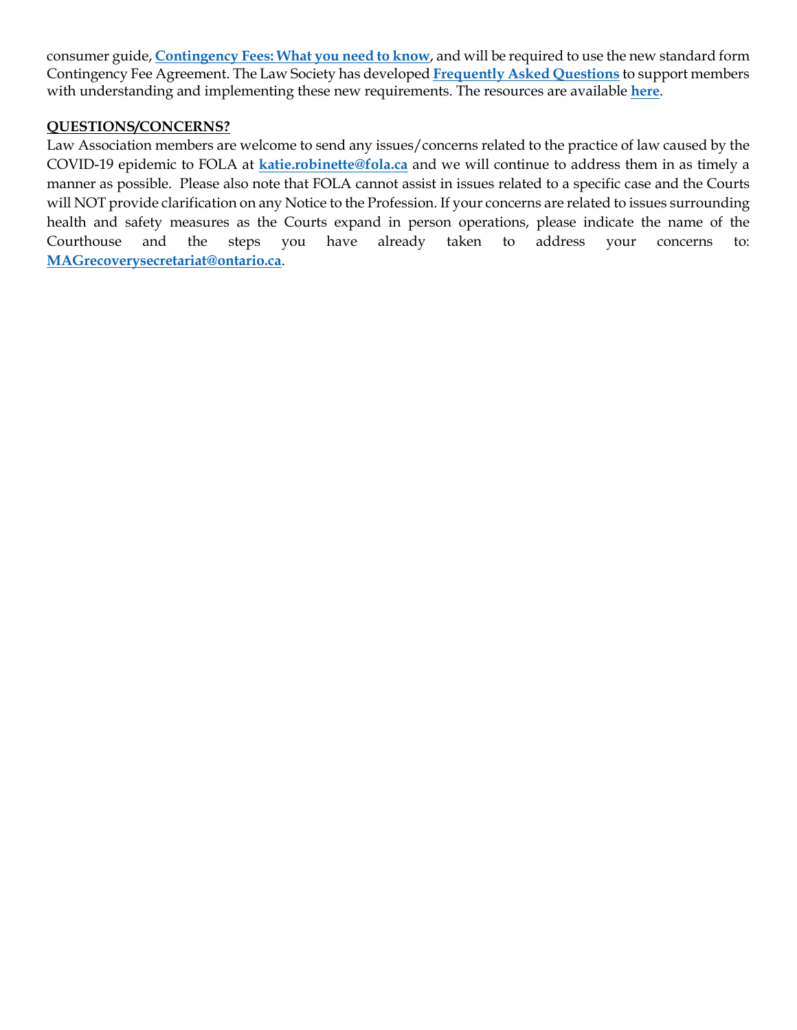consumer guide, **Contingency Fees: What you need to know**, and will be required to use the new standard form Contingency Fee Agreement. The Law Society has developed **Frequently Asked Questions** to support members with understanding and implementing these new requirements. The resources are available **here**.

**QUESTIONS/CONCERNS?**

Law Association members are welcome to send any issues/concerns related to the practice of law caused by the COVID-19 epidemic to FOLA at **katie.robinette@fola.ca** and we will continue to address them in as timely a manner as possible. Please also note that FOLA cannot assist in issues related to a specific case and the Courts will NOT provide clarification on any Notice to the Profession. If your concerns are related to issues surrounding health and safety measures as the Courts expand in person operations, please indicate the name of the Courthouse and the steps you have already taken to address your concerns to: **MAGrecoverysecretariat@ontario.ca**.